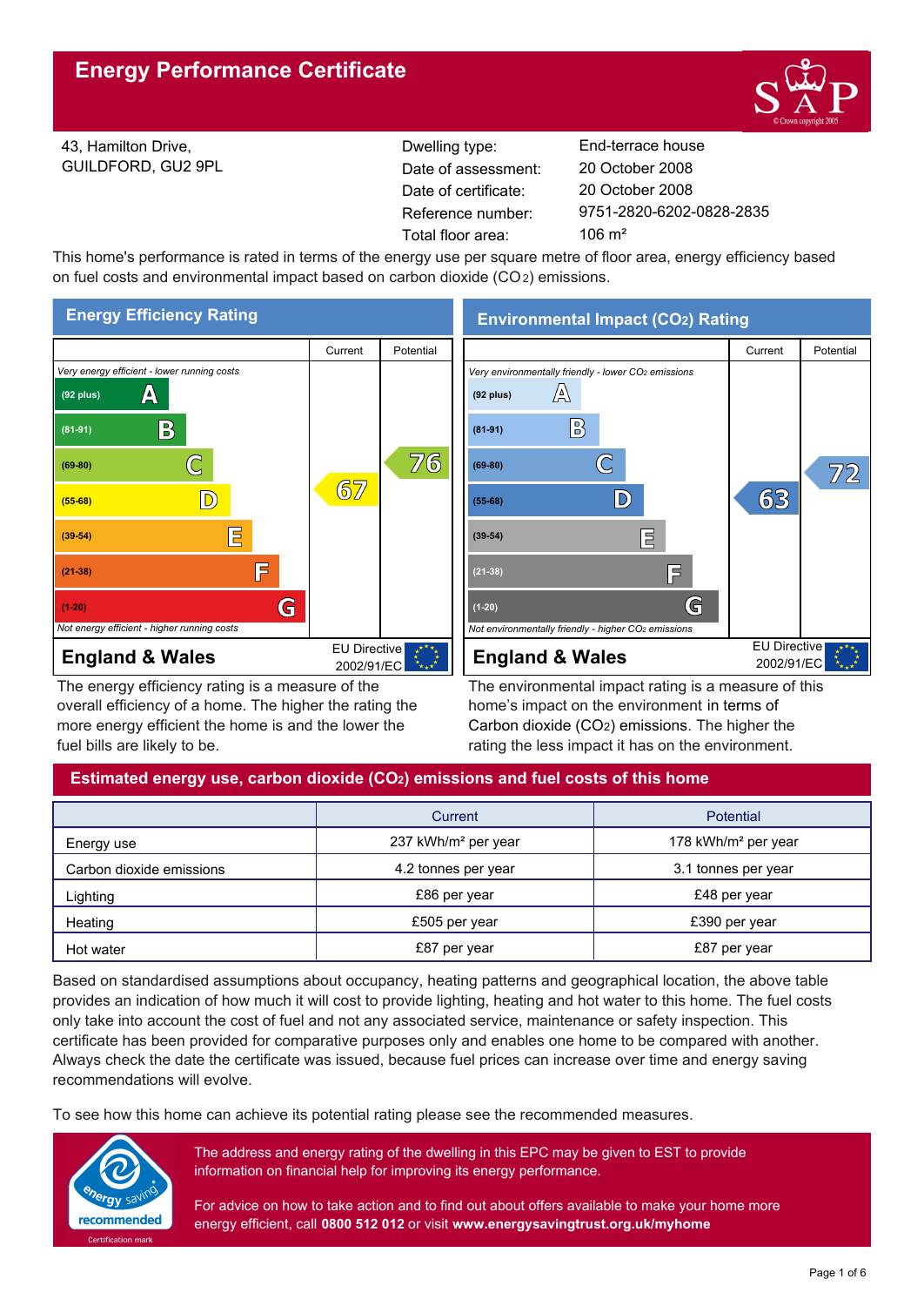# Energy Performance Certificate

43, Hamilton Drive,
GUILDFORD, GU2 9PL

| | |
|---|---|
| Dwelling type: | End-terrace house |
| Date of assessment: | 20 October 2008 |
| Date of certificate: | 20 October 2008 |
| Reference number: | 9751-2820-6202-0828-2835 |
| Total floor area: | 106 m² |

This home's performance is rated in terms of the energy use per square metre of floor area, energy efficiency based on fuel costs and environmental impact based on carbon dioxide ($CO_2$) emissions.

## Energy Efficiency Rating

| | Current | Potential |
|---|---|---|
| *Very energy efficient - lower running costs* | | |
| (92 plus) A | | |
| (81-91) B | | |
| (69-80) C | | 76 |
| (55-68) D | 67 | |
| (39-54) E | | |
| (21-38) F | | |
| (1-20) G | | |
| *Not energy efficient - higher running costs* | | |

England & Wales — EU Directive 2002/91/EC

The energy efficiency rating is a measure of the overall efficiency of a home. The higher the rating the more energy efficient the home is and the lower the fuel bills are likely to be.

## Environmental Impact ($CO_2$) Rating

| | Current | Potential |
|---|---|---|
| *Very environmentally friendly - lower $CO_2$ emissions* | | |
| (92 plus) A | | |
| (81-91) B | | |
| (69-80) C | | 72 |
| (55-68) D | 63 | |
| (39-54) E | | |
| (21-38) F | | |
| (1-20) G | | |
| *Not environmentally friendly - higher $CO_2$ emissions* | | |

England & Wales — EU Directive 2002/91/EC

The environmental impact rating is a measure of this home's impact on the environment in terms of Carbon dioxide ($CO_2$) emissions. The higher the rating the less impact it has on the environment.

## Estimated energy use, carbon dioxide ($CO_2$) emissions and fuel costs of this home

| | Current | Potential |
|---|---|---|
| Energy use | 237 kWh/m² per year | 178 kWh/m² per year |
| Carbon dioxide emissions | 4.2 tonnes per year | 3.1 tonnes per year |
| Lighting | £86 per year | £48 per year |
| Heating | £505 per year | £390 per year |
| Hot water | £87 per year | £87 per year |

Based on standardised assumptions about occupancy, heating patterns and geographical location, the above table provides an indication of how much it will cost to provide lighting, heating and hot water to this home. The fuel costs only take into account the cost of fuel and not any associated service, maintenance or safety inspection. This certificate has been provided for comparative purposes only and enables one home to be compared with another. Always check the date the certificate was issued, because fuel prices can increase over time and energy saving recommendations will evolve.

To see how this home can achieve its potential rating please see the recommended measures.

energy saving recommended — Certification mark

The address and energy rating of the dwelling in this EPC may be given to EST to provide information on financial help for improving its energy performance.

For advice on how to take action and to find out about offers available to make your home more energy efficient, call **0800 512 012** or visit **www.energysavingtrust.org.uk/myhome**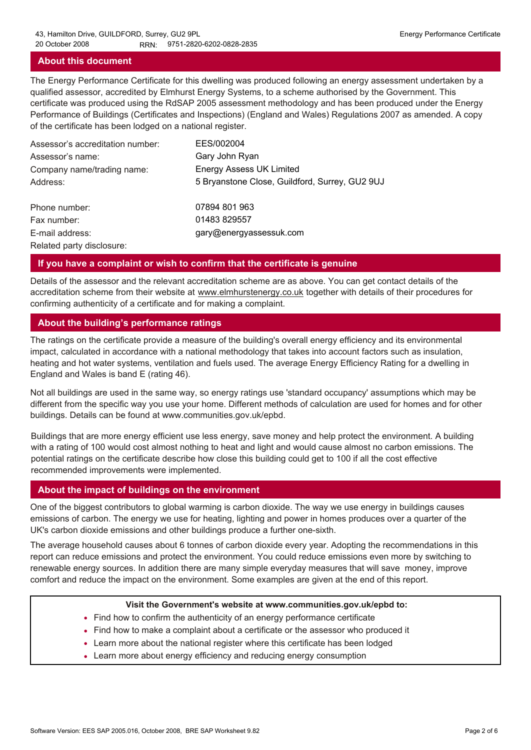## About this document

The Energy Performance Certificate for this dwelling was produced following an energy assessment undertaken by a qualified assessor, accredited by Elmhurst Energy Systems, to a scheme authorised by the Government. This certificate was produced using the RdSAP 2005 assessment methodology and has been produced under the Energy Performance of Buildings (Certificates and Inspections) (England and Wales) Regulations 2007 as amended. A copy of the certificate has been lodged on a national register.

| | |
|---|---|
| Assessor's accreditation number: | EES/002004 |
| Assessor's name: | Gary John Ryan |
| Company name/trading name: | Energy Assess UK Limited |
| Address: | 5 Bryanstone Close, Guildford, Surrey, GU2 9UJ |
| Phone number: | 07894 801 963 |
| Fax number: | 01483 829557 |
| E-mail address: | gary@energyassessuk.com |
| Related party disclosure: | |

## If you have a complaint or wish to confirm that the certificate is genuine

Details of the assessor and the relevant accreditation scheme are as above. You can get contact details of the accreditation scheme from their website at www.elmhurstenergy.co.uk together with details of their procedures for confirming authenticity of a certificate and for making a complaint.

## About the building's performance ratings

The ratings on the certificate provide a measure of the building's overall energy efficiency and its environmental impact, calculated in accordance with a national methodology that takes into account factors such as insulation, heating and hot water systems, ventilation and fuels used. The average Energy Efficiency Rating for a dwelling in England and Wales is band E (rating 46).

Not all buildings are used in the same way, so energy ratings use 'standard occupancy' assumptions which may be different from the specific way you use your home. Different methods of calculation are used for homes and for other buildings. Details can be found at www.communities.gov.uk/epbd.

Buildings that are more energy efficient use less energy, save money and help protect the environment. A building with a rating of 100 would cost almost nothing to heat and light and would cause almost no carbon emissions. The potential ratings on the certificate describe how close this building could get to 100 if all the cost effective recommended improvements were implemented.

## About the impact of buildings on the environment

One of the biggest contributors to global warming is carbon dioxide. The way we use energy in buildings causes emissions of carbon. The energy we use for heating, lighting and power in homes produces over a quarter of the UK's carbon dioxide emissions and other buildings produce a further one-sixth.

The average household causes about 6 tonnes of carbon dioxide every year. Adopting the recommendations in this report can reduce emissions and protect the environment. You could reduce emissions even more by switching to renewable energy sources. In addition there are many simple everyday measures that will save money, improve comfort and reduce the impact on the environment. Some examples are given at the end of this report.

**Visit the Government's website at www.communities.gov.uk/epbd to:**

- Find how to confirm the authenticity of an energy performance certificate
- Find how to make a complaint about a certificate or the assessor who produced it
- Learn more about the national register where this certificate has been lodged
- Learn more about energy efficiency and reducing energy consumption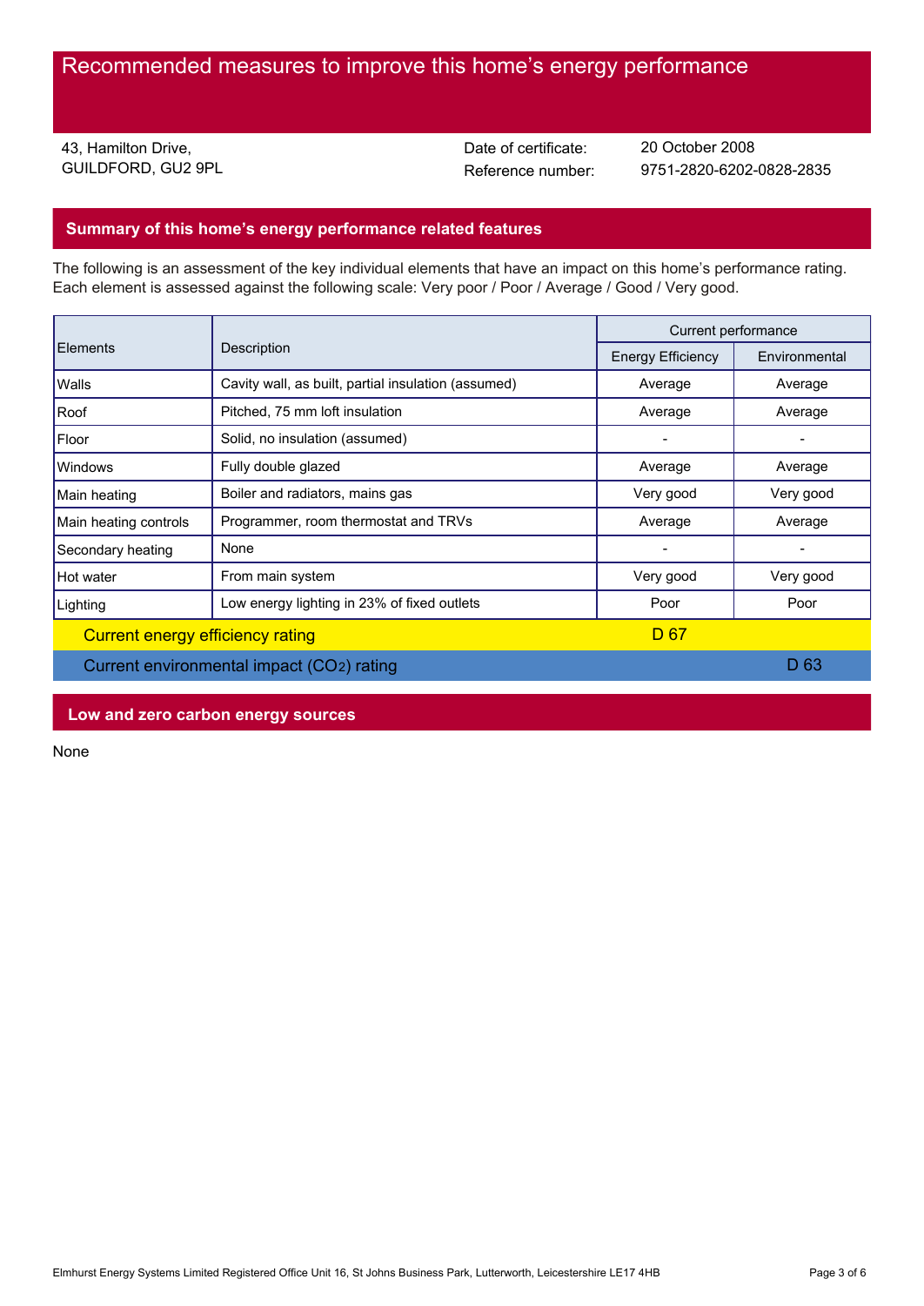# Recommended measures to improve this home's energy performance

43, Hamilton Drive,
GUILDFORD, GU2 9PL

Date of certificate: 20 October 2008
Reference number: 9751-2820-6202-0828-2835

## Summary of this home's energy performance related features

The following is an assessment of the key individual elements that have an impact on this home's performance rating. Each element is assessed against the following scale: Very poor / Poor / Average / Good / Very good.

| Elements | Description | Current performance | |
|---|---|---|---|
| | | Energy Efficiency | Environmental |
| Walls | Cavity wall, as built, partial insulation (assumed) | Average | Average |
| Roof | Pitched, 75 mm loft insulation | Average | Average |
| Floor | Solid, no insulation (assumed) | - | - |
| Windows | Fully double glazed | Average | Average |
| Main heating | Boiler and radiators, mains gas | Very good | Very good |
| Main heating controls | Programmer, room thermostat and TRVs | Average | Average |
| Secondary heating | None | - | - |
| Hot water | From main system | Very good | Very good |
| Lighting | Low energy lighting in 23% of fixed outlets | Poor | Poor |
| Current energy efficiency rating | | D 67 | |
| Current environmental impact ($CO_2$) rating | | | D 63 |

## Low and zero carbon energy sources

None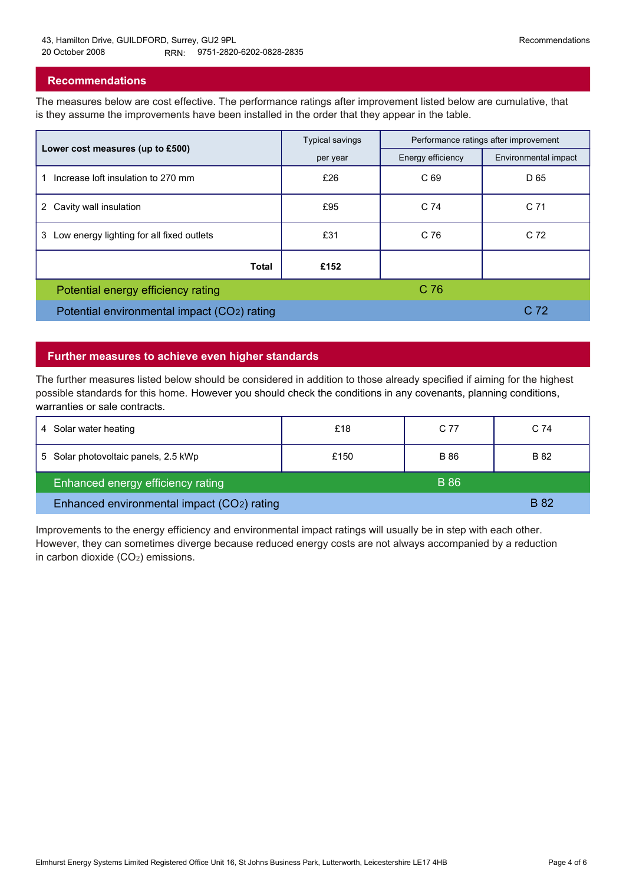## Recommendations

The measures below are cost effective. The performance ratings after improvement listed below are cumulative, that is they assume the improvements have been installed in the order that they appear in the table.

| Lower cost measures (up to £500) | Typical savings per year | Performance ratings after improvement | |
|---|---|---|---|
| | | Energy efficiency | Environmental impact |
| 1 Increase loft insulation to 270 mm | £26 | C 69 | D 65 |
| 2 Cavity wall insulation | £95 | C 74 | C 71 |
| 3 Low energy lighting for all fixed outlets | £31 | C 76 | C 72 |
| **Total** | **£152** | | |
| Potential energy efficiency rating | | C 76 | |
| Potential environmental impact ($CO_2$) rating | | | C 72 |

## Further measures to achieve even higher standards

The further measures listed below should be considered in addition to those already specified if aiming for the highest possible standards for this home. However you should check the conditions in any covenants, planning conditions, warranties or sale contracts.

| Measure | Typical savings per year | Energy efficiency | Environmental impact |
|---|---|---|---|
| 4 Solar water heating | £18 | C 77 | C 74 |
| 5 Solar photovoltaic panels, 2.5 kWp | £150 | B 86 | B 82 |
| Enhanced energy efficiency rating | | B 86 | |
| Enhanced environmental impact ($CO_2$) rating | | | B 82 |

Improvements to the energy efficiency and environmental impact ratings will usually be in step with each other. However, they can sometimes diverge because reduced energy costs are not always accompanied by a reduction in carbon dioxide ($CO_2$) emissions.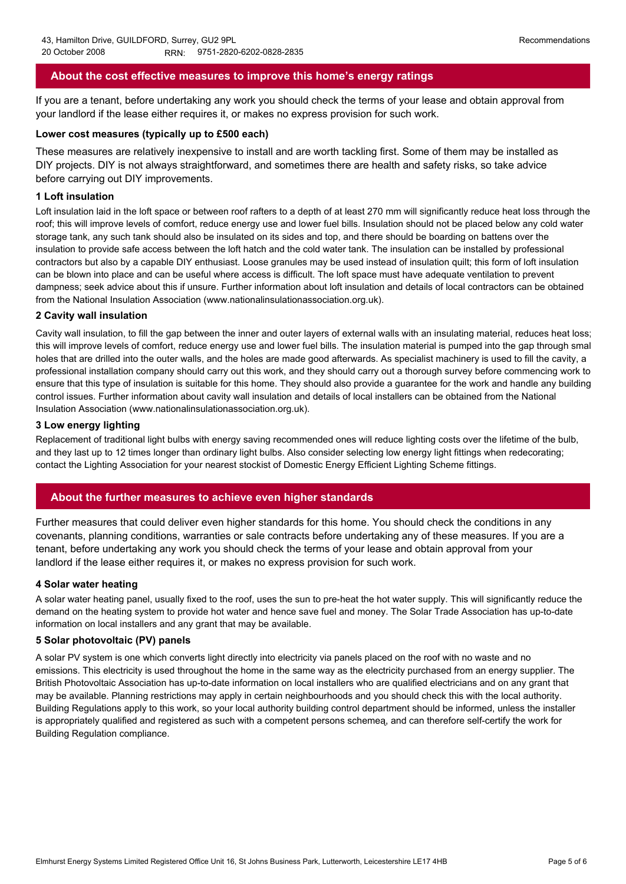43, Hamilton Drive, GUILDFORD, Surrey, GU2 9PL
20 October 2008 RRN: 9751-2820-6202-0828-2835

Recommendations

## About the cost effective measures to improve this home's energy ratings

If you are a tenant, before undertaking any work you should check the terms of your lease and obtain approval from your landlord if the lease either requires it, or makes no express provision for such work.

**Lower cost measures (typically up to £500 each)**

These measures are relatively inexpensive to install and are worth tackling first. Some of them may be installed as DIY projects. DIY is not always straightforward, and sometimes there are health and safety risks, so take advice before carrying out DIY improvements.

### 1 Loft insulation

Loft insulation laid in the loft space or between roof rafters to a depth of at least 270 mm will significantly reduce heat loss through the roof; this will improve levels of comfort, reduce energy use and lower fuel bills. Insulation should not be placed below any cold water storage tank, any such tank should also be insulated on its sides and top, and there should be boarding on battens over the insulation to provide safe access between the loft hatch and the cold water tank. The insulation can be installed by professional contractors but also by a capable DIY enthusiast. Loose granules may be used instead of insulation quilt; this form of loft insulation can be blown into place and can be useful where access is difficult. The loft space must have adequate ventilation to prevent dampness; seek advice about this if unsure. Further information about loft insulation and details of local contractors can be obtained from the National Insulation Association (www.nationalinsulationassociation.org.uk).

### 2 Cavity wall insulation

Cavity wall insulation, to fill the gap between the inner and outer layers of external walls with an insulating material, reduces heat loss; this will improve levels of comfort, reduce energy use and lower fuel bills. The insulation material is pumped into the gap through smal holes that are drilled into the outer walls, and the holes are made good afterwards. As specialist machinery is used to fill the cavity, a professional installation company should carry out this work, and they should carry out a thorough survey before commencing work to ensure that this type of insulation is suitable for this home. They should also provide a guarantee for the work and handle any building control issues. Further information about cavity wall insulation and details of local installers can be obtained from the National Insulation Association (www.nationalinsulationassociation.org.uk).

### 3 Low energy lighting

Replacement of traditional light bulbs with energy saving recommended ones will reduce lighting costs over the lifetime of the bulb, and they last up to 12 times longer than ordinary light bulbs. Also consider selecting low energy light fittings when redecorating; contact the Lighting Association for your nearest stockist of Domestic Energy Efficient Lighting Scheme fittings.

## About the further measures to achieve even higher standards

Further measures that could deliver even higher standards for this home. You should check the conditions in any covenants, planning conditions, warranties or sale contracts before undertaking any of these measures. If you are a tenant, before undertaking any work you should check the terms of your lease and obtain approval from your landlord if the lease either requires it, or makes no express provision for such work.

### 4 Solar water heating

A solar water heating panel, usually fixed to the roof, uses the sun to pre-heat the hot water supply. This will significantly reduce the demand on the heating system to provide hot water and hence save fuel and money. The Solar Trade Association has up-to-date information on local installers and any grant that may be available.

### 5 Solar photovoltaic (PV) panels

A solar PV system is one which converts light directly into electricity via panels placed on the roof with no waste and no emissions. This electricity is used throughout the home in the same way as the electricity purchased from an energy supplier. The British Photovoltaic Association has up-to-date information on local installers who are qualified electricians and on any grant that may be available. Planning restrictions may apply in certain neighbourhoods and you should check this with the local authority. Building Regulations apply to this work, so your local authority building control department should be informed, unless the installer is appropriately qualified and registered as such with a competent persons schemeą, and can therefore self-certify the work for Building Regulation compliance.

Elmhurst Energy Systems Limited Registered Office Unit 16, St Johns Business Park, Lutterworth, Leicestershire LE17 4HB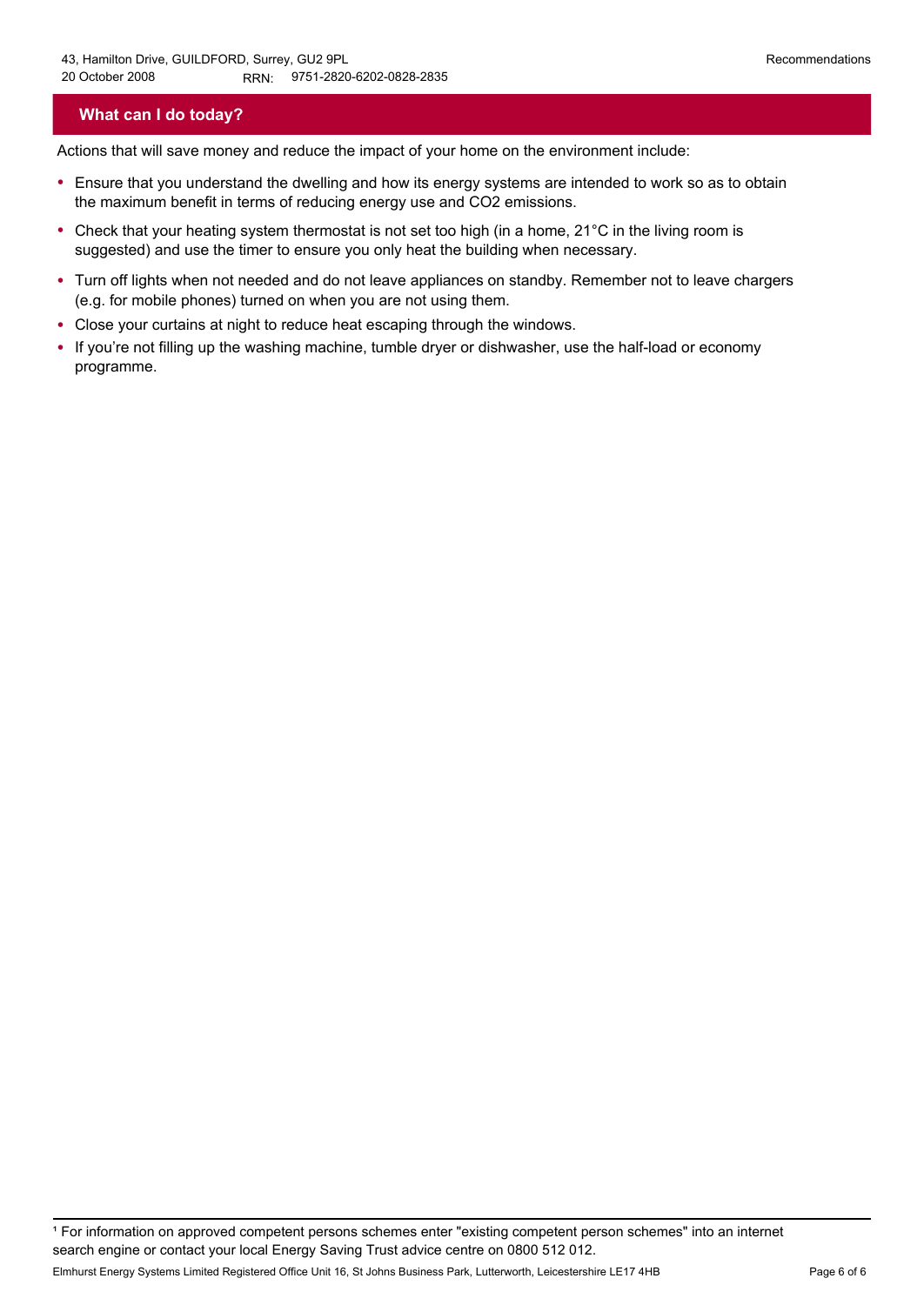## What can I do today?

Actions that will save money and reduce the impact of your home on the environment include:

- Ensure that you understand the dwelling and how its energy systems are intended to work so as to obtain the maximum benefit in terms of reducing energy use and $CO_2$ emissions.
- Check that your heating system thermostat is not set too high (in a home, 21°C in the living room is suggested) and use the timer to ensure you only heat the building when necessary.
- Turn off lights when not needed and do not leave appliances on standby. Remember not to leave chargers (e.g. for mobile phones) turned on when you are not using them.
- Close your curtains at night to reduce heat escaping through the windows.
- If you're not filling up the washing machine, tumble dryer or dishwasher, use the half-load or economy programme.

[1] For information on approved competent persons schemes enter "existing competent person schemes" into an internet search engine or contact your local Energy Saving Trust advice centre on 0800 512 012.